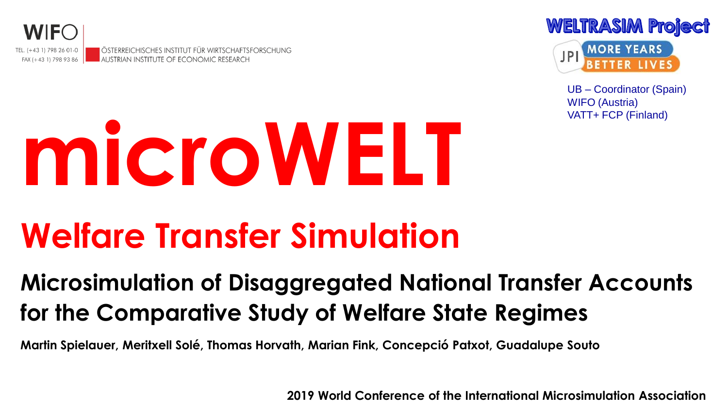WIFO

TEL. (+43 1) 798 26 01-0
FAX (+43 1) 798 93 86

ÖSTERREICHISCHES INSTITUT FÜR WIRTSCHAFTSFORSCHUNG
AUSTRIAN INSTITUTE OF ECONOMIC RESEARCH

**WELTRASIM Project**

JPI MORE YEARS BETTER LIVES

UB – Coordinator (Spain)
WIFO (Austria)
VATT+ FCP (Finland)

# microWELT

## Welfare Transfer Simulation

### Microsimulation of Disaggregated National Transfer Accounts for the Comparative Study of Welfare State Regimes

**Martin Spielauer, Meritxell Solé, Thomas Horvath, Marian Fink, Concepció Patxot, Guadalupe Souto**

**2019 World Conference of the International Microsimulation Association**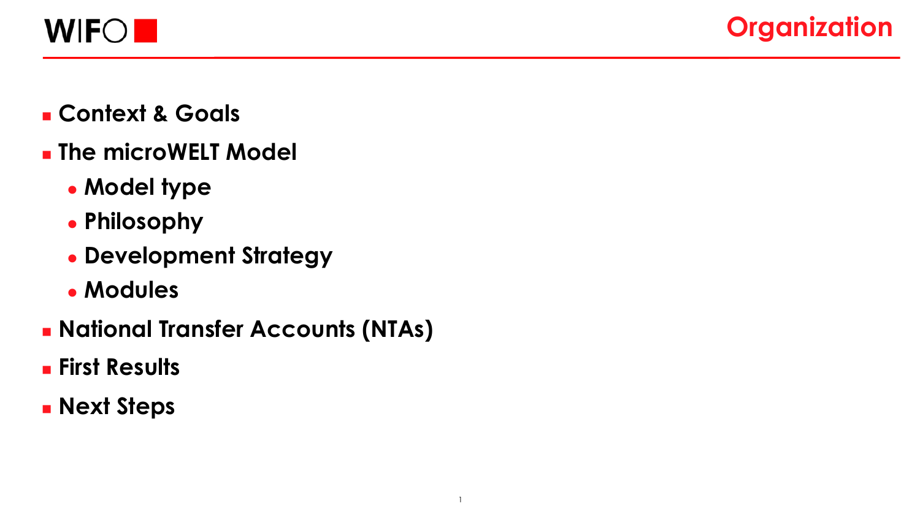# Organization

- Context & Goals
- The microWELT Model
  - Model type
  - Philosophy
  - Development Strategy
  - Modules
- National Transfer Accounts (NTAs)
- First Results
- Next Steps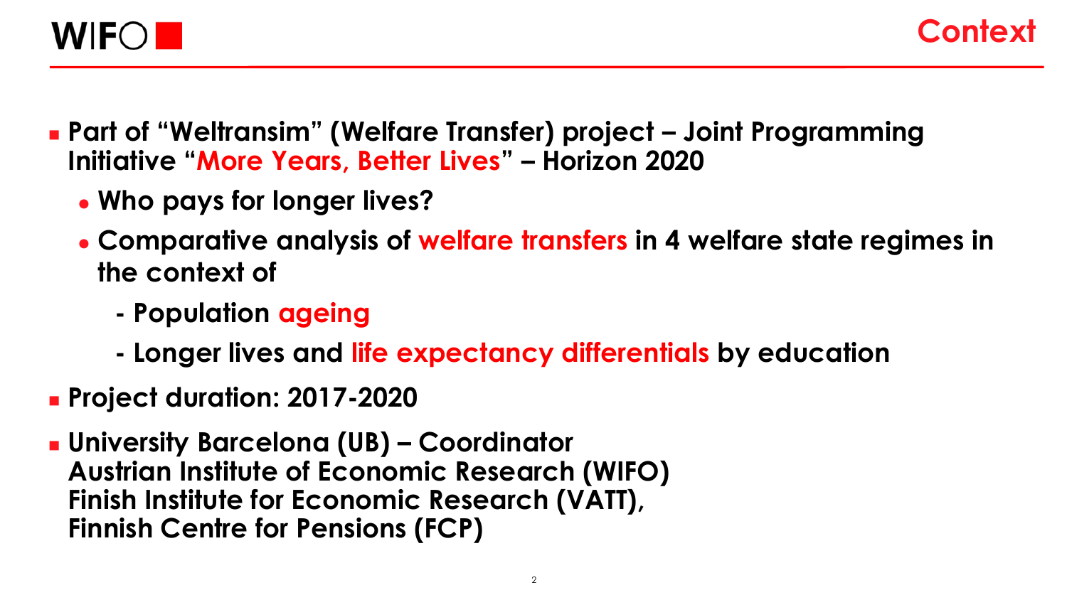## Context

- **Part of "Weltransim" (Welfare Transfer) project – Joint Programming Initiative "More Years, Better Lives" – Horizon 2020**
  - **Who pays for longer lives?**
  - **Comparative analysis of welfare transfers in 4 welfare state regimes in the context of**
    - **Population ageing**
    - **Longer lives and life expectancy differentials by education**
- **Project duration: 2017-2020**
- **University Barcelona (UB) – Coordinator**
  **Austrian Institute of Economic Research (WIFO)**
  **Finish Institute for Economic Research (VATT),**
  **Finnish Centre for Pensions (FCP)**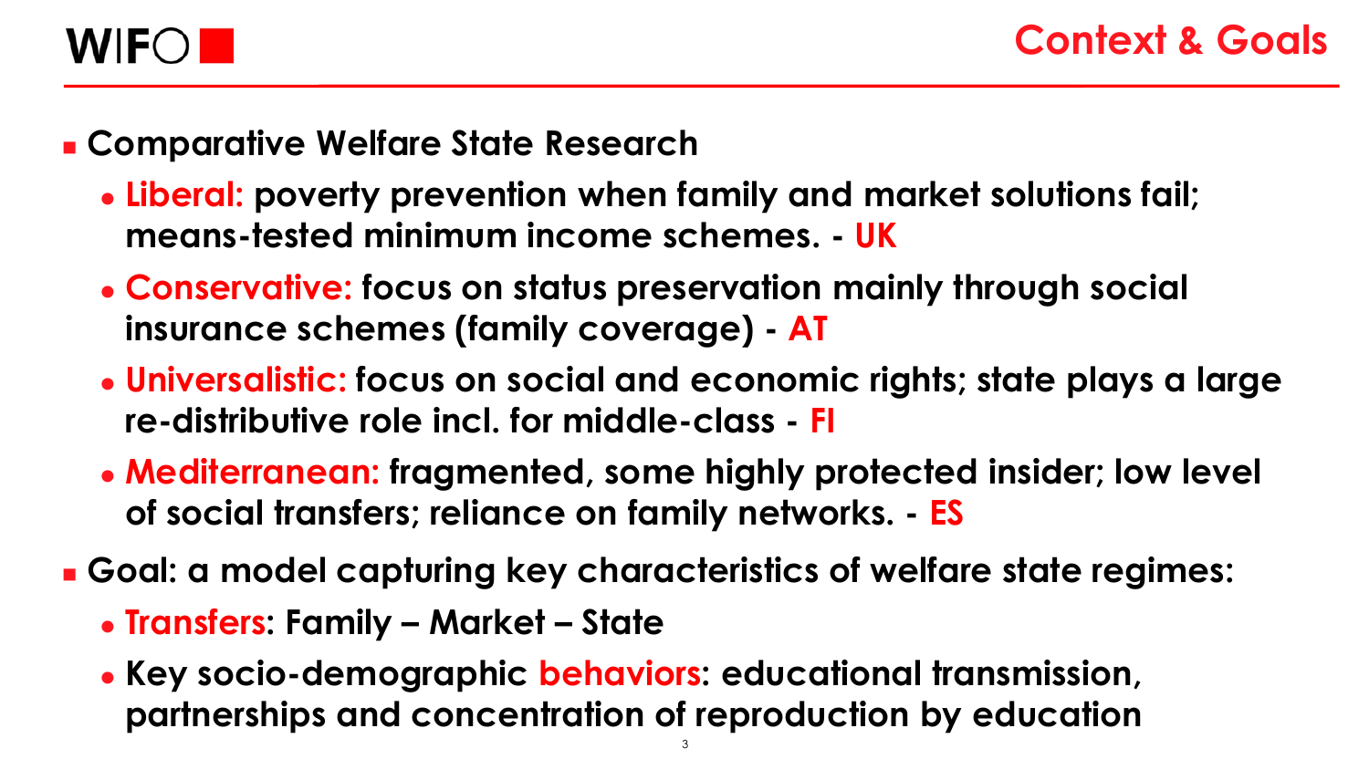# Context & Goals

- **Comparative Welfare State Research**
  - **Liberal: poverty prevention when family and market solutions fail; means-tested minimum income schemes. - UK**
  - **Conservative: focus on status preservation mainly through social insurance schemes (family coverage) - AT**
  - **Universalistic: focus on social and economic rights; state plays a large re-distributive role incl. for middle-class - FI**
  - **Mediterranean: fragmented, some highly protected insider; low level of social transfers; reliance on family networks. - ES**
- **Goal: a model capturing key characteristics of welfare state regimes:**
  - **Transfers: Family – Market – State**
  - **Key socio-demographic behaviors: educational transmission, partnerships and concentration of reproduction by education**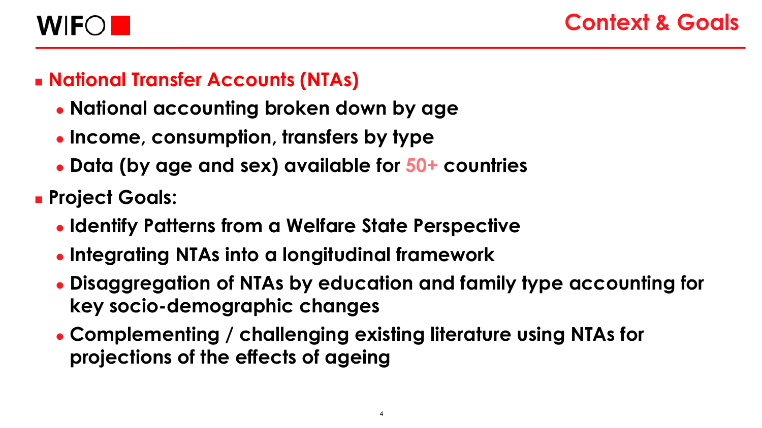## Context & Goals

- **National Transfer Accounts (NTAs)**
  - **National accounting broken down by age**
  - **Income, consumption, transfers by type**
  - **Data (by age and sex) available for 50+ countries**
- **Project Goals:**
  - **Identify Patterns from a Welfare State Perspective**
  - **Integrating NTAs into a longitudinal framework**
  - **Disaggregation of NTAs by education and family type accounting for key socio-demographic changes**
  - **Complementing / challenging existing literature using NTAs for projections of the effects of ageing**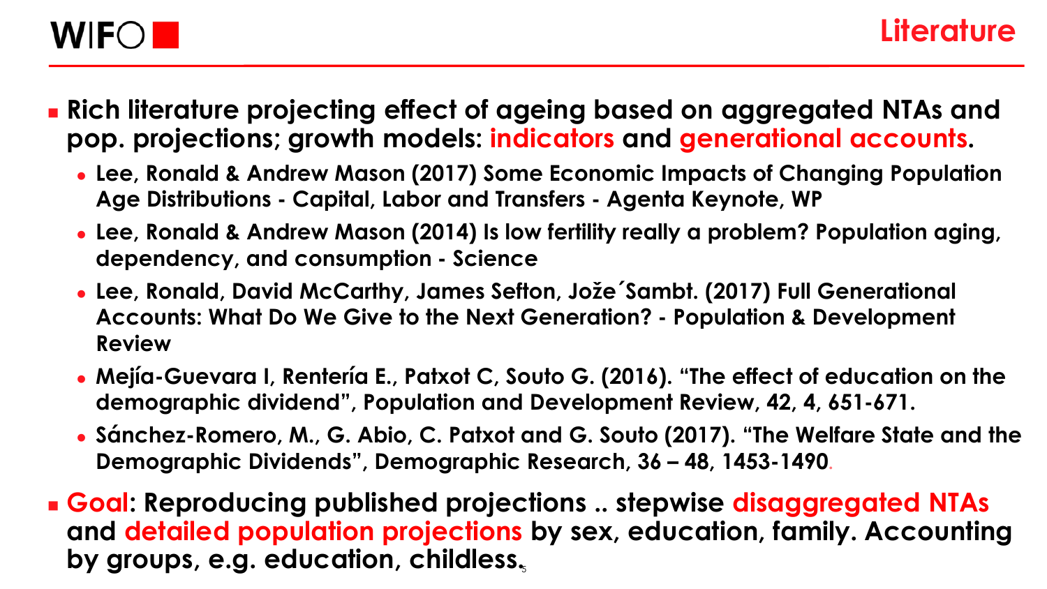# Literature

- **Rich literature projecting effect of ageing based on aggregated NTAs and pop. projections; growth models: indicators and generational accounts.**
  - **Lee, Ronald & Andrew Mason (2017) Some Economic Impacts of Changing Population Age Distributions - Capital, Labor and Transfers - Agenta Keynote, WP**
  - **Lee, Ronald & Andrew Mason (2014) Is low fertility really a problem? Population aging, dependency, and consumption - Science**
  - **Lee, Ronald, David McCarthy, James Sefton, Jože´Sambt. (2017) Full Generational Accounts: What Do We Give to the Next Generation? - Population & Development Review**
  - **Mejía-Guevara I, Rentería E., Patxot C, Souto G. (2016). "The effect of education on the demographic dividend", Population and Development Review, 42, 4, 651-671.**
  - **Sánchez-Romero, M., G. Abio, C. Patxot and G. Souto (2017). "The Welfare State and the Demographic Dividends", Demographic Research, 36 – 48, 1453-1490.**
- **Goal: Reproducing published projections .. stepwise disaggregated NTAs and detailed population projections by sex, education, family. Accounting by groups, e.g. education, childless.**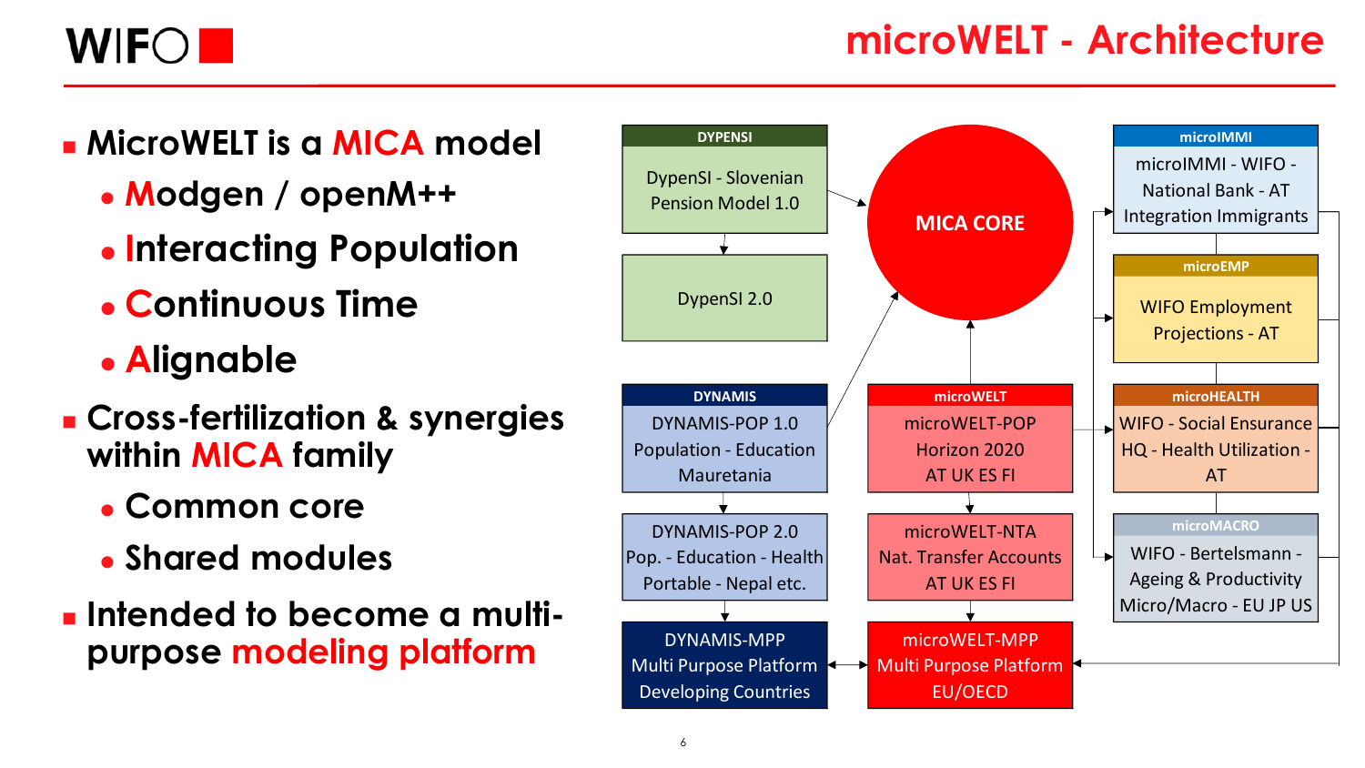# microWELT - Architecture

- **MicroWELT is a MICA model**
  - **Modgen / openM++**
  - **Interacting Population**
  - **Continuous Time**
  - **Alignable**
- **Cross-fertilization & synergies within MICA family**
  - **Common core**
  - **Shared modules**
- **Intended to become a multi-purpose modeling platform**

DYPENSI
DypenSI - Slovenian Pension Model 1.0

DypenSI 2.0

MICA CORE

microIMMI
microIMMI - WIFO - National Bank - AT Integration Immigrants

microEMP
WIFO Employment Projections - AT

DYNAMIS
DYNAMIS-POP 1.0 Population - Education Mauretania

microWELT
microWELT-POP Horizon 2020 AT UK ES FI

microHEALTH
WIFO - Social Ensurance HQ - Health Utilization - AT

DYNAMIS-POP 2.0 Pop. - Education - Health Portable - Nepal etc.

microWELT-NTA Nat. Transfer Accounts AT UK ES FI

microMACRO
WIFO - Bertelsmann - Ageing & Productivity Micro/Macro - EU JP US

DYNAMIS-MPP Multi Purpose Platform Developing Countries

microWELT-MPP Multi Purpose Platform EU/OECD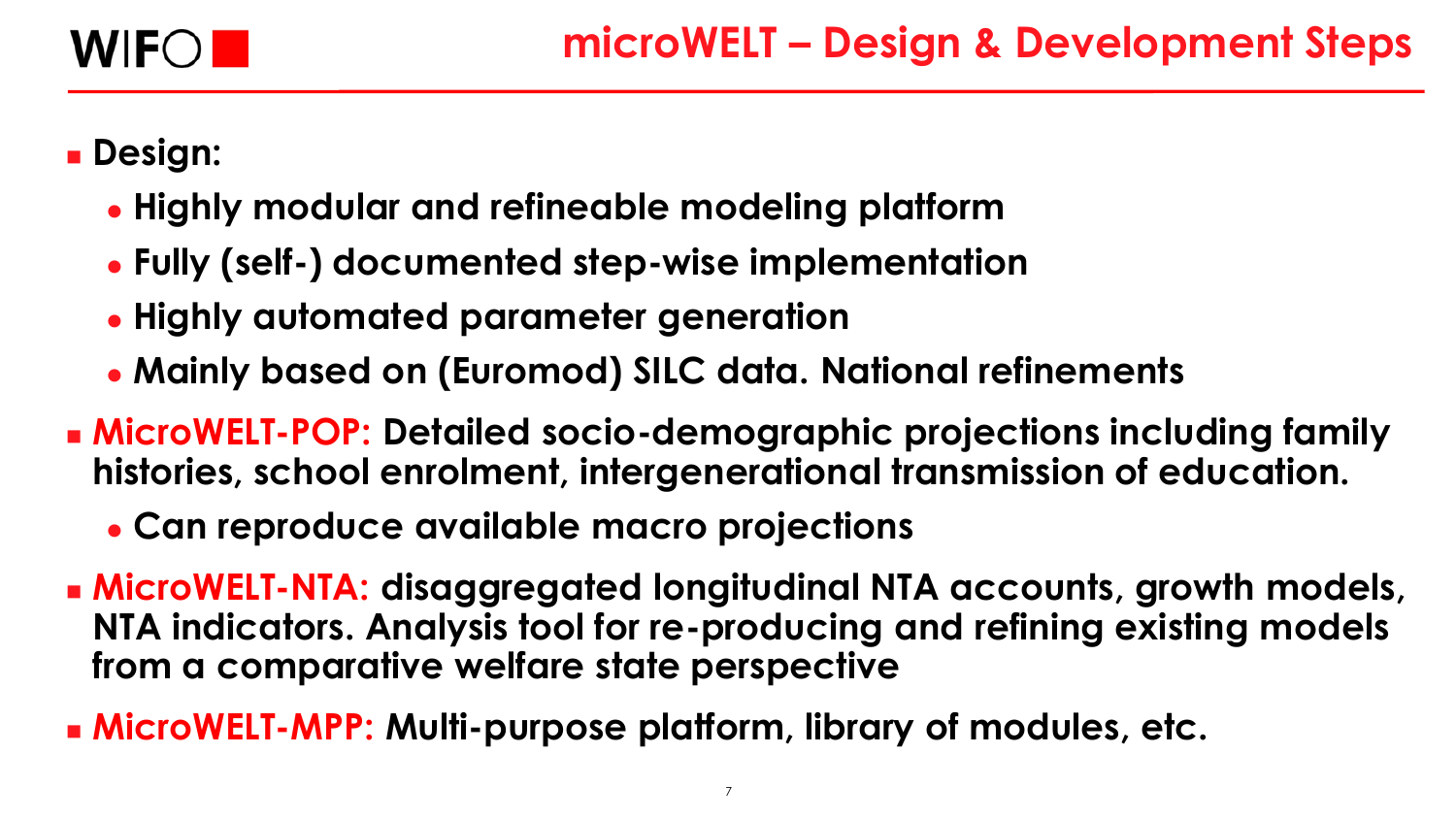# microWELT – Design & Development Steps

- **Design:**
  - **Highly modular and refineable modeling platform**
  - **Fully (self-) documented step-wise implementation**
  - **Highly automated parameter generation**
  - **Mainly based on (Euromod) SILC data. National refinements**
- **MicroWELT-POP: Detailed socio-demographic projections including family histories, school enrolment, intergenerational transmission of education.**
  - **Can reproduce available macro projections**
- **MicroWELT-NTA: disaggregated longitudinal NTA accounts, growth models, NTA indicators. Analysis tool for re-producing and refining existing models from a comparative welfare state perspective**
- **MicroWELT-MPP: Multi-purpose platform, library of modules, etc.**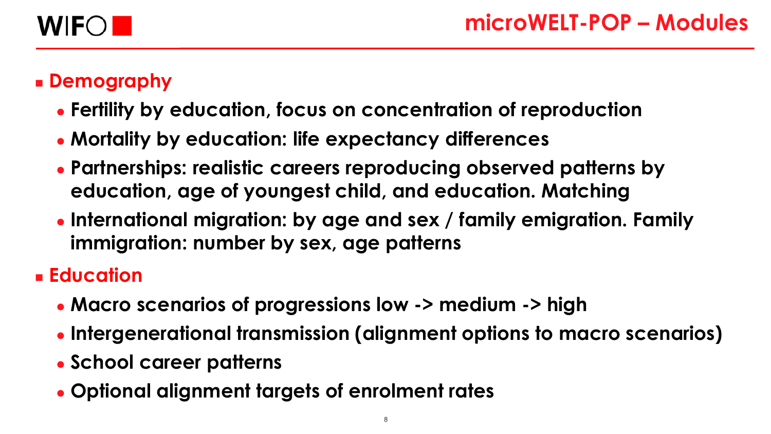# microWELT-POP – Modules

- **Demography**
  - **Fertility by education, focus on concentration of reproduction**
  - **Mortality by education: life expectancy differences**
  - **Partnerships: realistic careers reproducing observed patterns by education, age of youngest child, and education. Matching**
  - **International migration: by age and sex / family emigration. Family immigration: number by sex, age patterns**
- **Education**
  - **Macro scenarios of progressions low -> medium -> high**
  - **Intergenerational transmission (alignment options to macro scenarios)**
  - **School career patterns**
  - **Optional alignment targets of enrolment rates**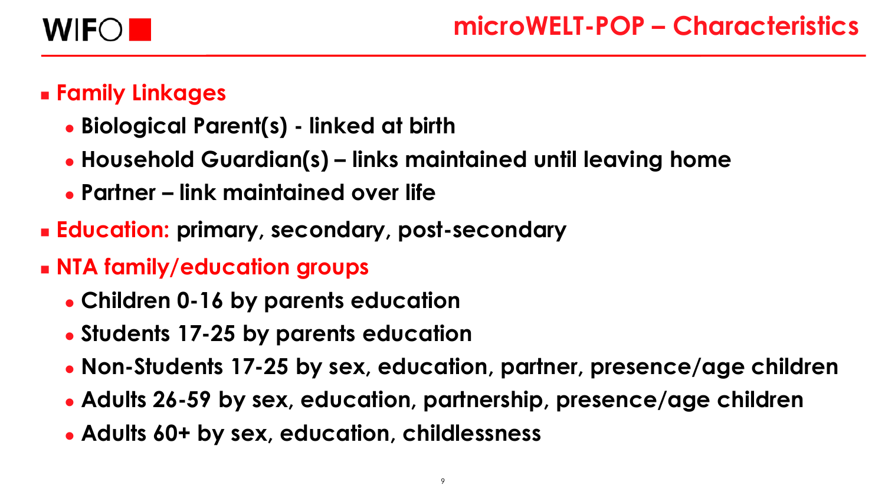# microWELT-POP – Characteristics

- **Family Linkages**
  - **Biological Parent(s) - linked at birth**
  - **Household Guardian(s) – links maintained until leaving home**
  - **Partner – link maintained over life**
- **Education: primary, secondary, post-secondary**
- **NTA family/education groups**
  - **Children 0-16 by parents education**
  - **Students 17-25 by parents education**
  - **Non-Students 17-25 by sex, education, partner, presence/age children**
  - **Adults 26-59 by sex, education, partnership, presence/age children**
  - **Adults 60+ by sex, education, childlessness**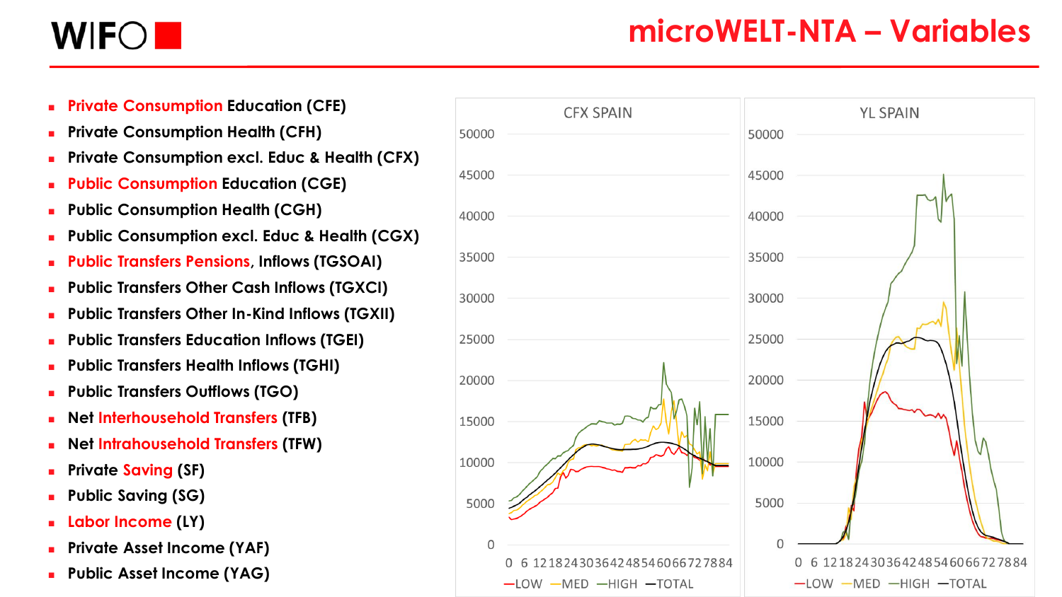# microWELT-NTA – Variables

- Private Consumption Education (CFE)
- Private Consumption Health (CFH)
- Private Consumption excl. Educ & Health (CFX)
- Public Consumption Education (CGE)
- Public Consumption Health (CGH)
- Public Consumption excl. Educ & Health (CGX)
- Public Transfers Pensions, Inflows (TGSOAI)
- Public Transfers Other Cash Inflows (TGXCI)
- Public Transfers Other In-Kind Inflows (TGXII)
- Public Transfers Education Inflows (TGEI)
- Public Transfers Health Inflows (TGHI)
- Public Transfers Outflows (TGO)
- Net Interhousehold Transfers (TFB)
- Net Intrahousehold Transfers (TFW)
- Private Saving (SF)
- Public Saving (SG)
- Labor Income (LY)
- Private Asset Income (YAF)
- Public Asset Income (YAG)

CFX SPAIN

50000
45000
40000
35000
30000
25000
20000
15000
10000
5000
0

0 6 12 18 24 30 36 42 48 54 60 66 72 78 84

LOW MED HIGH TOTAL

YL SPAIN

50000
45000
40000
35000
30000
25000
20000
15000
10000
5000
0

0 6 12 18 24 30 36 42 48 54 60 66 72 78 84

LOW MED HIGH TOTAL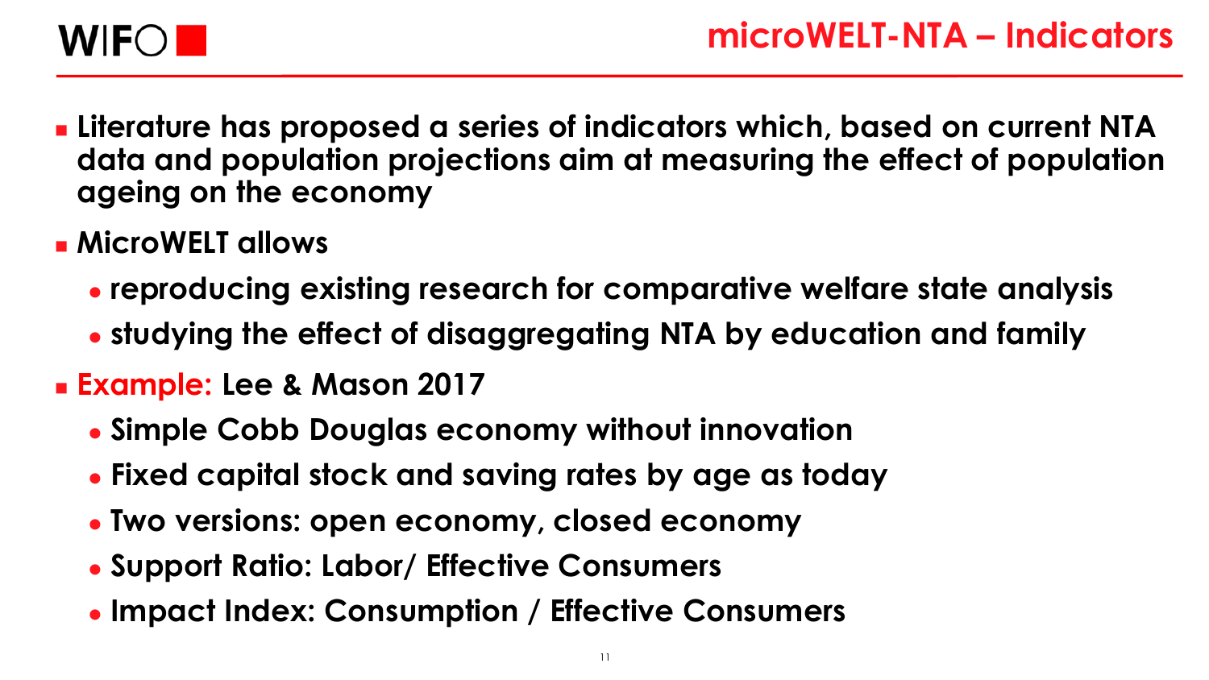## microWELT-NTA – Indicators

- Literature has proposed a series of indicators which, based on current NTA data and population projections aim at measuring the effect of population ageing on the economy
- MicroWELT allows
  - reproducing existing research for comparative welfare state analysis
  - studying the effect of disaggregating NTA by education and family
- **Example:** Lee & Mason 2017
  - Simple Cobb Douglas economy without innovation
  - Fixed capital stock and saving rates by age as today
  - Two versions: open economy, closed economy
  - Support Ratio: Labor/ Effective Consumers
  - Impact Index: Consumption / Effective Consumers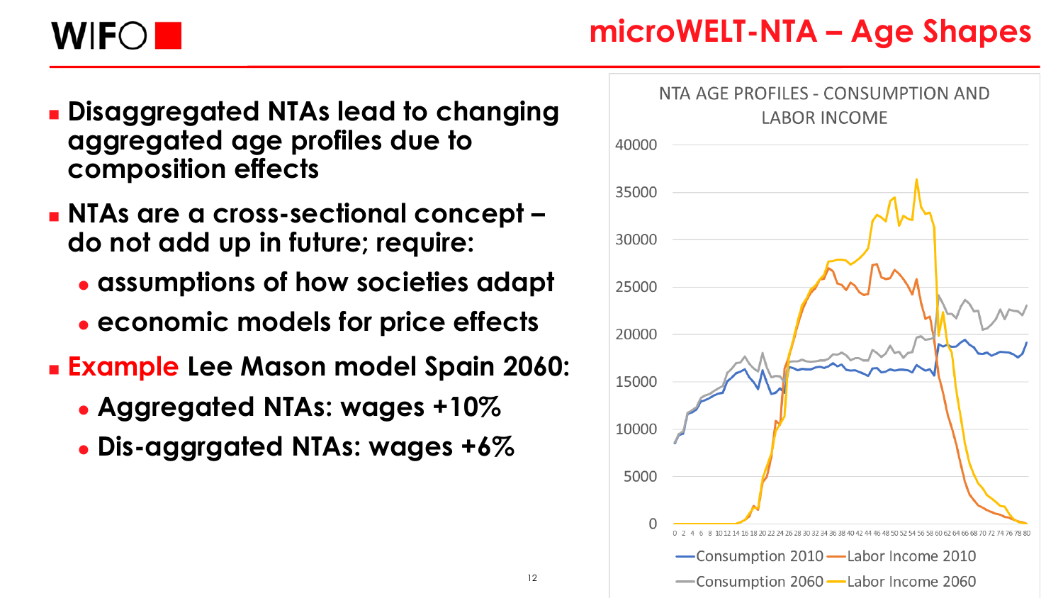# microWELT-NTA – Age Shapes

- **Disaggregated NTAs lead to changing aggregated age profiles due to composition effects**
- **NTAs are a cross-sectional concept – do not add up in future; require:**
  - **assumptions of how societies adapt**
  - **economic models for price effects**
- **Example Lee Mason model Spain 2060:**
  - **Aggregated NTAs: wages +10%**
  - **Dis-aggrgated NTAs: wages +6%**

NTA AGE PROFILES - CONSUMPTION AND LABOR INCOME

40000
35000
30000
25000
20000
15000
10000
5000
0

0 2 4 6 8 10 12 14 16 18 20 22 24 26 28 30 32 34 36 38 40 42 44 46 48 50 52 54 56 58 60 62 64 66 68 70 72 74 76 78 80

Consumption 2010
Labor Income 2010
Consumption 2060
Labor Income 2060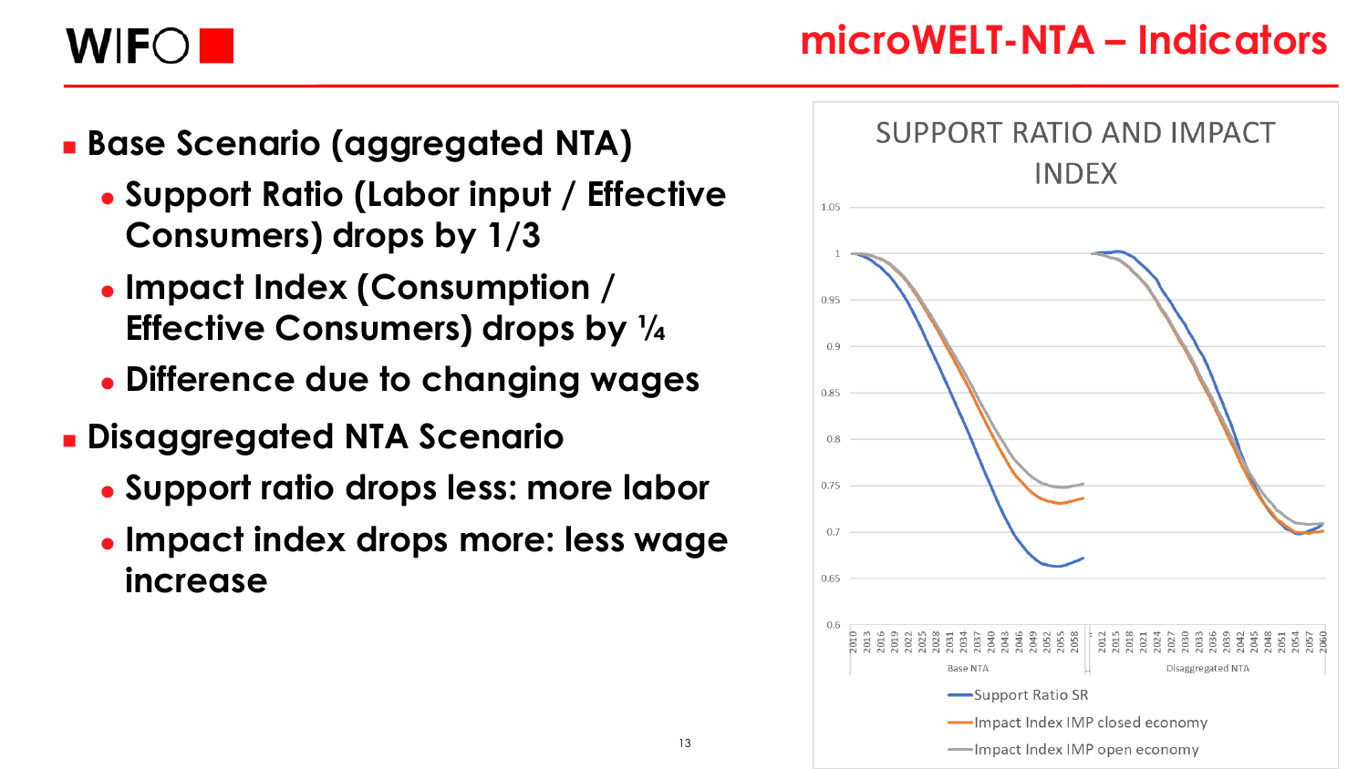# microWELT-NTA – Indicators

- **Base Scenario (aggregated NTA)**
  - **Support Ratio (Labor input / Effective Consumers) drops by 1/3**
  - **Impact Index (Consumption / Effective Consumers) drops by ¼**
  - **Difference due to changing wages**
- **Disaggregated NTA Scenario**
  - **Support ratio drops less: more labor**
  - **Impact index drops more: less wage increase**

SUPPORT RATIO AND IMPACT INDEX

1.05
1
0.95
0.9
0.85
0.8
0.75
0.7
0.65
0.6

2010 2013 2016 2019 2022 2025 2028 2031 2034 2037 2040 2043 2046 2049 2052 2055 2058

Base NTA

2012 2015 2018 2021 2024 2027 2030 2033 2036 2039 2042 2045 2048 2051 2054 2057 2060

Disaggregated NTA

Support Ratio SR

Impact Index IMP closed economy

Impact Index IMP open economy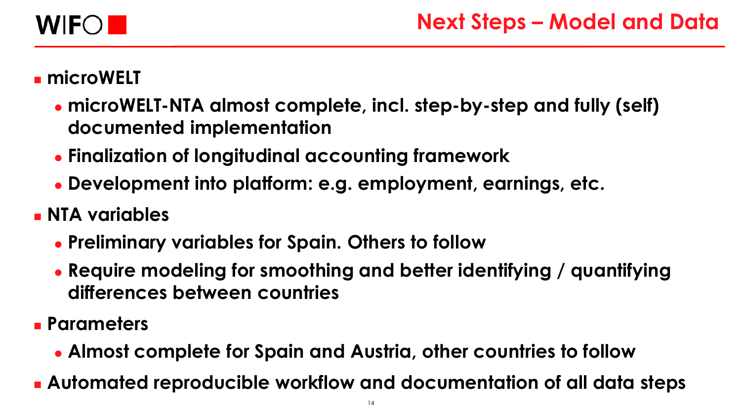# Next Steps – Model and Data

- **microWELT**
  - **microWELT-NTA almost complete, incl. step-by-step and fully (self) documented implementation**
  - **Finalization of longitudinal accounting framework**
  - **Development into platform: e.g. employment, earnings, etc.**
- **NTA variables**
  - **Preliminary variables for Spain. Others to follow**
  - **Require modeling for smoothing and better identifying / quantifying differences between countries**
- **Parameters**
  - **Almost complete for Spain and Austria, other countries to follow**
- **Automated reproducible workflow and documentation of all data steps**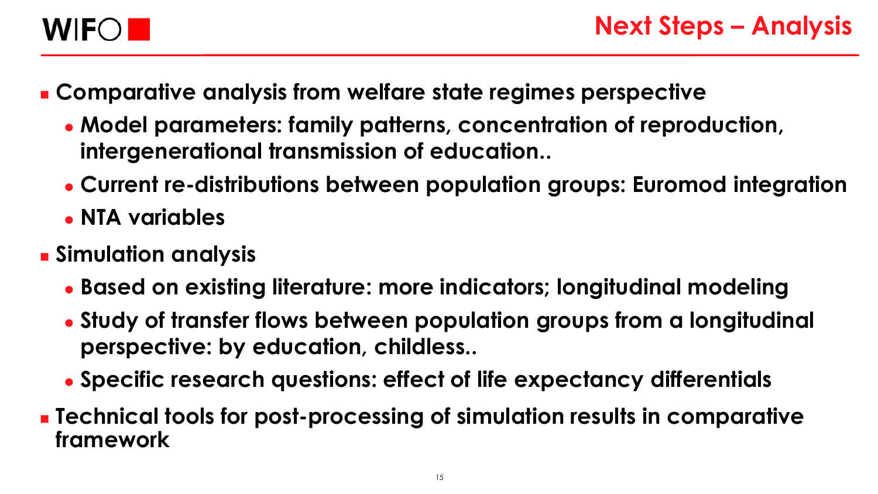# Next Steps – Analysis

- **Comparative analysis from welfare state regimes perspective**
  - **Model parameters: family patterns, concentration of reproduction, intergenerational transmission of education..**
  - **Current re-distributions between population groups: Euromod integration**
  - **NTA variables**
- **Simulation analysis**
  - **Based on existing literature: more indicators; longitudinal modeling**
  - **Study of transfer flows between population groups from a longitudinal perspective: by education, childless..**
  - **Specific research questions: effect of life expectancy differentials**
- **Technical tools for post-processing of simulation results in comparative framework**